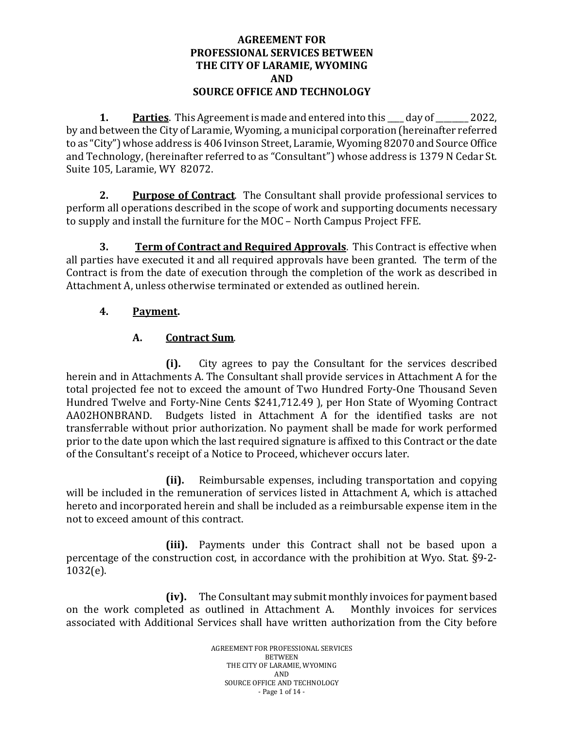**AGREEMENT FOR**
**PROFESSIONAL SERVICES BETWEEN**
**THE CITY OF LARAMIE, WYOMING**
**AND**
**SOURCE OFFICE AND TECHNOLOGY**

**1.** **Parties**. This Agreement is made and entered into this ____ day of ________ 2022, by and between the City of Laramie, Wyoming, a municipal corporation (hereinafter referred to as "City") whose address is 406 Ivinson Street, Laramie, Wyoming 82070 and Source Office and Technology, (hereinafter referred to as "Consultant") whose address is 1379 N Cedar St. Suite 105, Laramie, WY 82072.

**2.** **Purpose of Contract**. The Consultant shall provide professional services to perform all operations described in the scope of work and supporting documents necessary to supply and install the furniture for the MOC – North Campus Project FFE.

**3.** **Term of Contract and Required Approvals**. This Contract is effective when all parties have executed it and all required approvals have been granted. The term of the Contract is from the date of execution through the completion of the work as described in Attachment A, unless otherwise terminated or extended as outlined herein.

**4.** **Payment.**

**A.** **Contract Sum**.

**(i).** City agrees to pay the Consultant for the services described herein and in Attachments A. The Consultant shall provide services in Attachment A for the total projected fee not to exceed the amount of Two Hundred Forty-One Thousand Seven Hundred Twelve and Forty-Nine Cents $241,712.49 ), per Hon State of Wyoming Contract AA02HONBRAND. Budgets listed in Attachment A for the identified tasks are not transferrable without prior authorization. No payment shall be made for work performed prior to the date upon which the last required signature is affixed to this Contract or the date of the Consultant's receipt of a Notice to Proceed, whichever occurs later.

**(ii).** Reimbursable expenses, including transportation and copying will be included in the remuneration of services listed in Attachment A, which is attached hereto and incorporated herein and shall be included as a reimbursable expense item in the not to exceed amount of this contract.

**(iii).** Payments under this Contract shall not be based upon a percentage of the construction cost, in accordance with the prohibition at Wyo. Stat. §9-2-1032(e).

**(iv).** The Consultant may submit monthly invoices for payment based on the work completed as outlined in Attachment A. Monthly invoices for services associated with Additional Services shall have written authorization from the City before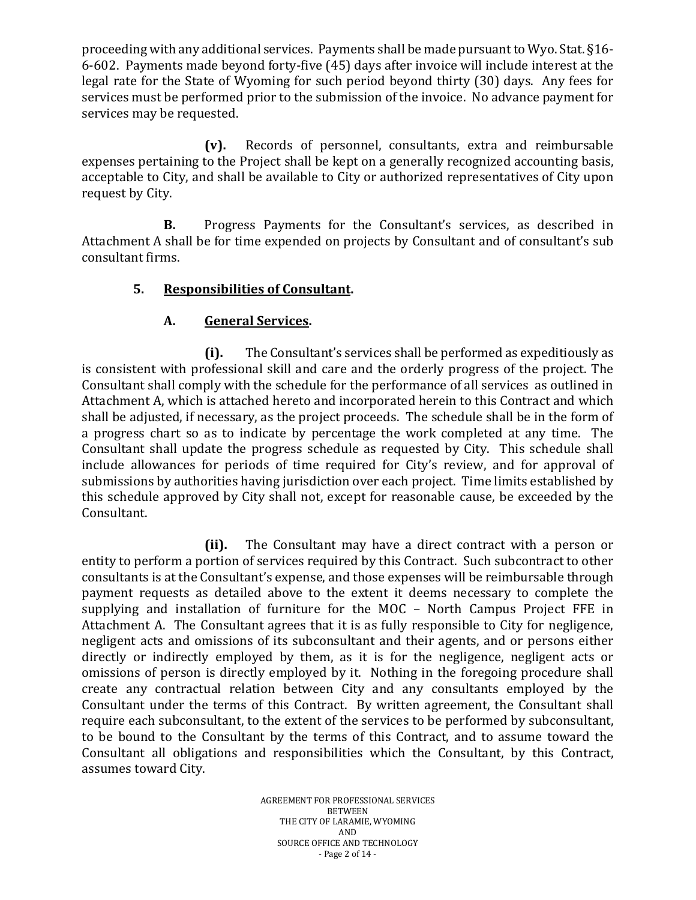proceeding with any additional services. Payments shall be made pursuant to Wyo. Stat. §16-6-602. Payments made beyond forty-five (45) days after invoice will include interest at the legal rate for the State of Wyoming for such period beyond thirty (30) days. Any fees for services must be performed prior to the submission of the invoice. No advance payment for services may be requested.

**(v).** Records of personnel, consultants, extra and reimbursable expenses pertaining to the Project shall be kept on a generally recognized accounting basis, acceptable to City, and shall be available to City or authorized representatives of City upon request by City.

**B.** Progress Payments for the Consultant's services, as described in Attachment A shall be for time expended on projects by Consultant and of consultant's sub consultant firms.

**5. Responsibilities of Consultant.**

**A. General Services.**

**(i).** The Consultant's services shall be performed as expeditiously as is consistent with professional skill and care and the orderly progress of the project. The Consultant shall comply with the schedule for the performance of all services as outlined in Attachment A, which is attached hereto and incorporated herein to this Contract and which shall be adjusted, if necessary, as the project proceeds. The schedule shall be in the form of a progress chart so as to indicate by percentage the work completed at any time. The Consultant shall update the progress schedule as requested by City. This schedule shall include allowances for periods of time required for City's review, and for approval of submissions by authorities having jurisdiction over each project. Time limits established by this schedule approved by City shall not, except for reasonable cause, be exceeded by the Consultant.

**(ii).** The Consultant may have a direct contract with a person or entity to perform a portion of services required by this Contract. Such subcontract to other consultants is at the Consultant's expense, and those expenses will be reimbursable through payment requests as detailed above to the extent it deems necessary to complete the supplying and installation of furniture for the MOC – North Campus Project FFE in Attachment A. The Consultant agrees that it is as fully responsible to City for negligence, negligent acts and omissions of its subconsultant and their agents, and or persons either directly or indirectly employed by them, as it is for the negligence, negligent acts or omissions of person is directly employed by it. Nothing in the foregoing procedure shall create any contractual relation between City and any consultants employed by the Consultant under the terms of this Contract. By written agreement, the Consultant shall require each subconsultant, to the extent of the services to be performed by subconsultant, to be bound to the Consultant by the terms of this Contract, and to assume toward the Consultant all obligations and responsibilities which the Consultant, by this Contract, assumes toward City.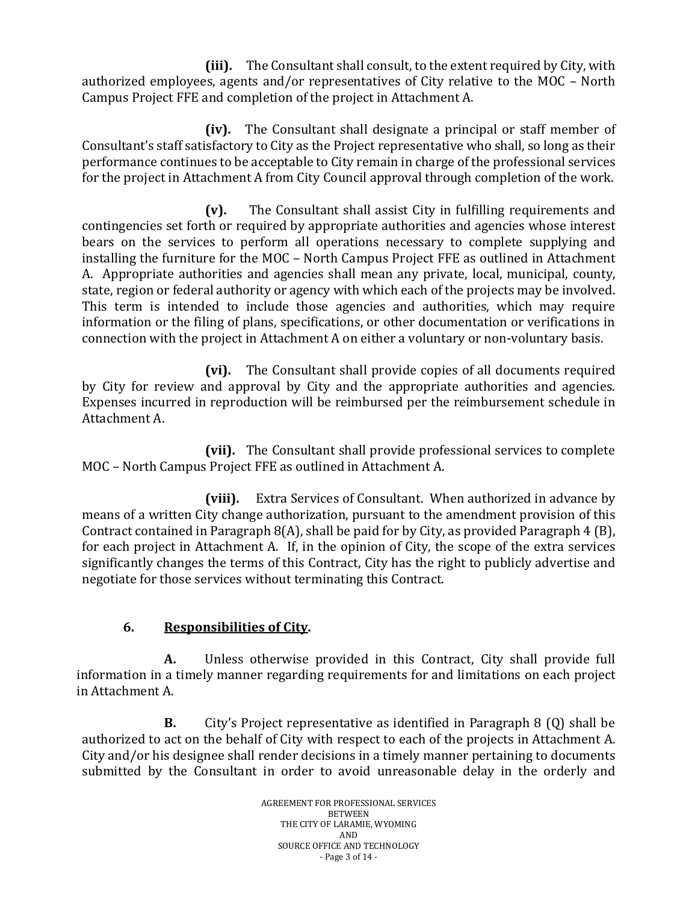**(iii).** The Consultant shall consult, to the extent required by City, with authorized employees, agents and/or representatives of City relative to the MOC – North Campus Project FFE and completion of the project in Attachment A.

**(iv).** The Consultant shall designate a principal or staff member of Consultant's staff satisfactory to City as the Project representative who shall, so long as their performance continues to be acceptable to City remain in charge of the professional services for the project in Attachment A from City Council approval through completion of the work.

**(v).** The Consultant shall assist City in fulfilling requirements and contingencies set forth or required by appropriate authorities and agencies whose interest bears on the services to perform all operations necessary to complete supplying and installing the furniture for the MOC – North Campus Project FFE as outlined in Attachment A. Appropriate authorities and agencies shall mean any private, local, municipal, county, state, region or federal authority or agency with which each of the projects may be involved. This term is intended to include those agencies and authorities, which may require information or the filing of plans, specifications, or other documentation or verifications in connection with the project in Attachment A on either a voluntary or non-voluntary basis.

**(vi).** The Consultant shall provide copies of all documents required by City for review and approval by City and the appropriate authorities and agencies. Expenses incurred in reproduction will be reimbursed per the reimbursement schedule in Attachment A.

**(vii).** The Consultant shall provide professional services to complete MOC – North Campus Project FFE as outlined in Attachment A.

**(viii).** Extra Services of Consultant. When authorized in advance by means of a written City change authorization, pursuant to the amendment provision of this Contract contained in Paragraph 8(A), shall be paid for by City, as provided Paragraph 4 (B), for each project in Attachment A. If, in the opinion of City, the scope of the extra services significantly changes the terms of this Contract, City has the right to publicly advertise and negotiate for those services without terminating this Contract.

## 6. Responsibilities of City.

**A.** Unless otherwise provided in this Contract, City shall provide full information in a timely manner regarding requirements for and limitations on each project in Attachment A.

**B.** City's Project representative as identified in Paragraph 8 (Q) shall be authorized to act on the behalf of City with respect to each of the projects in Attachment A. City and/or his designee shall render decisions in a timely manner pertaining to documents submitted by the Consultant in order to avoid unreasonable delay in the orderly and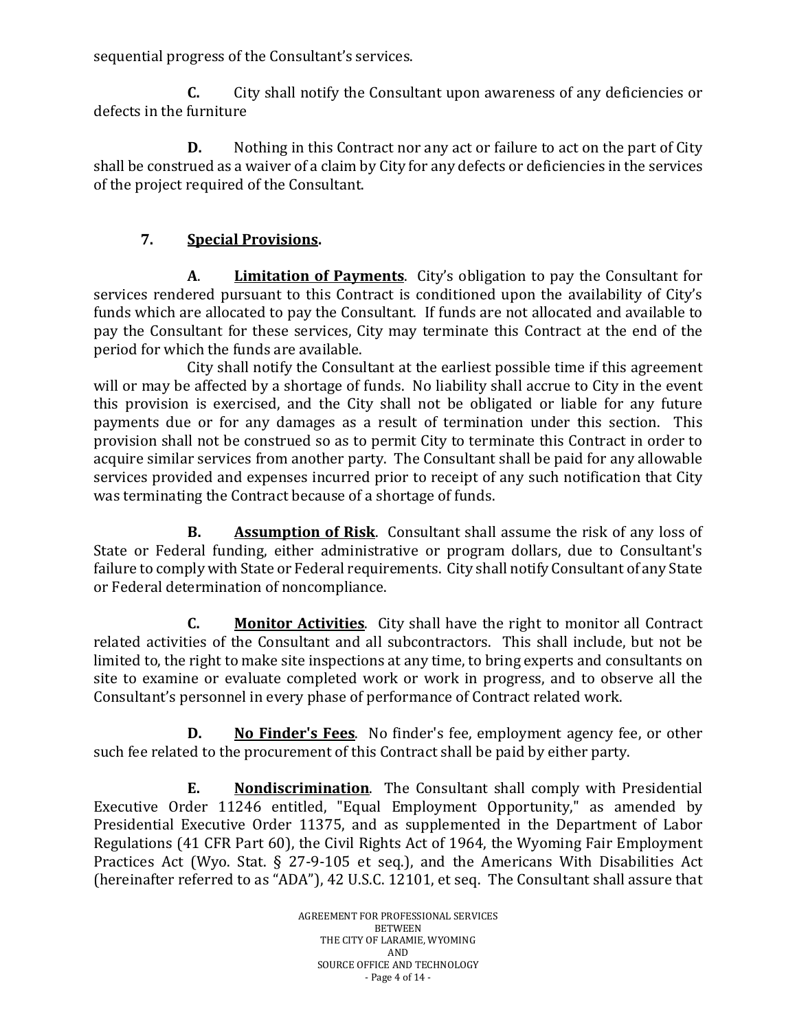sequential progress of the Consultant's services.

**C.** City shall notify the Consultant upon awareness of any deficiencies or defects in the furniture

**D.** Nothing in this Contract nor any act or failure to act on the part of City shall be construed as a waiver of a claim by City for any defects or deficiencies in the services of the project required of the Consultant.

**7. Special Provisions.**

**A. Limitation of Payments**. City's obligation to pay the Consultant for services rendered pursuant to this Contract is conditioned upon the availability of City's funds which are allocated to pay the Consultant. If funds are not allocated and available to pay the Consultant for these services, City may terminate this Contract at the end of the period for which the funds are available.

City shall notify the Consultant at the earliest possible time if this agreement will or may be affected by a shortage of funds. No liability shall accrue to City in the event this provision is exercised, and the City shall not be obligated or liable for any future payments due or for any damages as a result of termination under this section. This provision shall not be construed so as to permit City to terminate this Contract in order to acquire similar services from another party. The Consultant shall be paid for any allowable services provided and expenses incurred prior to receipt of any such notification that City was terminating the Contract because of a shortage of funds.

**B. Assumption of Risk**. Consultant shall assume the risk of any loss of State or Federal funding, either administrative or program dollars, due to Consultant's failure to comply with State or Federal requirements. City shall notify Consultant of any State or Federal determination of noncompliance.

**C. Monitor Activities**. City shall have the right to monitor all Contract related activities of the Consultant and all subcontractors. This shall include, but not be limited to, the right to make site inspections at any time, to bring experts and consultants on site to examine or evaluate completed work or work in progress, and to observe all the Consultant's personnel in every phase of performance of Contract related work.

**D. No Finder's Fees**. No finder's fee, employment agency fee, or other such fee related to the procurement of this Contract shall be paid by either party.

**E. Nondiscrimination**. The Consultant shall comply with Presidential Executive Order 11246 entitled, "Equal Employment Opportunity," as amended by Presidential Executive Order 11375, and as supplemented in the Department of Labor Regulations (41 CFR Part 60), the Civil Rights Act of 1964, the Wyoming Fair Employment Practices Act (Wyo. Stat. § 27-9-105 et seq.), and the Americans With Disabilities Act (hereinafter referred to as "ADA"), 42 U.S.C. 12101, et seq. The Consultant shall assure that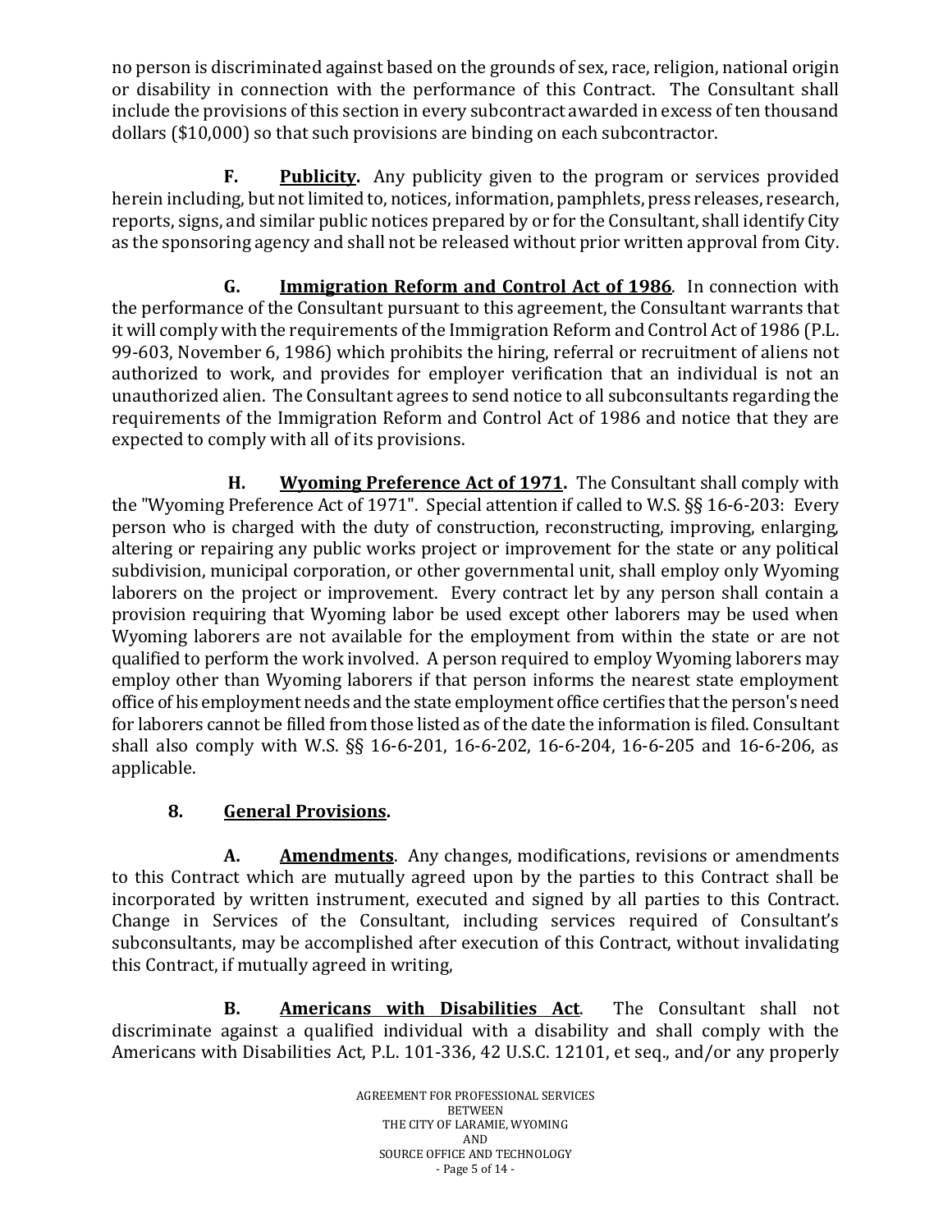no person is discriminated against based on the grounds of sex, race, religion, national origin or disability in connection with the performance of this Contract. The Consultant shall include the provisions of this section in every subcontract awarded in excess of ten thousand dollars ($10,000) so that such provisions are binding on each subcontractor.

**F. Publicity.** Any publicity given to the program or services provided herein including, but not limited to, notices, information, pamphlets, press releases, research, reports, signs, and similar public notices prepared by or for the Consultant, shall identify City as the sponsoring agency and shall not be released without prior written approval from City.

**G. Immigration Reform and Control Act of 1986**. In connection with the performance of the Consultant pursuant to this agreement, the Consultant warrants that it will comply with the requirements of the Immigration Reform and Control Act of 1986 (P.L. 99-603, November 6, 1986) which prohibits the hiring, referral or recruitment of aliens not authorized to work, and provides for employer verification that an individual is not an unauthorized alien. The Consultant agrees to send notice to all subconsultants regarding the requirements of the Immigration Reform and Control Act of 1986 and notice that they are expected to comply with all of its provisions.

**H. Wyoming Preference Act of 1971.** The Consultant shall comply with the "Wyoming Preference Act of 1971". Special attention if called to W.S. §§ 16-6-203: Every person who is charged with the duty of construction, reconstructing, improving, enlarging, altering or repairing any public works project or improvement for the state or any political subdivision, municipal corporation, or other governmental unit, shall employ only Wyoming laborers on the project or improvement. Every contract let by any person shall contain a provision requiring that Wyoming labor be used except other laborers may be used when Wyoming laborers are not available for the employment from within the state or are not qualified to perform the work involved. A person required to employ Wyoming laborers may employ other than Wyoming laborers if that person informs the nearest state employment office of his employment needs and the state employment office certifies that the person's need for laborers cannot be filled from those listed as of the date the information is filed. Consultant shall also comply with W.S. §§ 16-6-201, 16-6-202, 16-6-204, 16-6-205 and 16-6-206, as applicable.

## 8. General Provisions.

**A. Amendments**. Any changes, modifications, revisions or amendments to this Contract which are mutually agreed upon by the parties to this Contract shall be incorporated by written instrument, executed and signed by all parties to this Contract. Change in Services of the Consultant, including services required of Consultant's subconsultants, may be accomplished after execution of this Contract, without invalidating this Contract, if mutually agreed in writing,

**B. Americans with Disabilities Act**. The Consultant shall not discriminate against a qualified individual with a disability and shall comply with the Americans with Disabilities Act, P.L. 101-336, 42 U.S.C. 12101, et seq., and/or any properly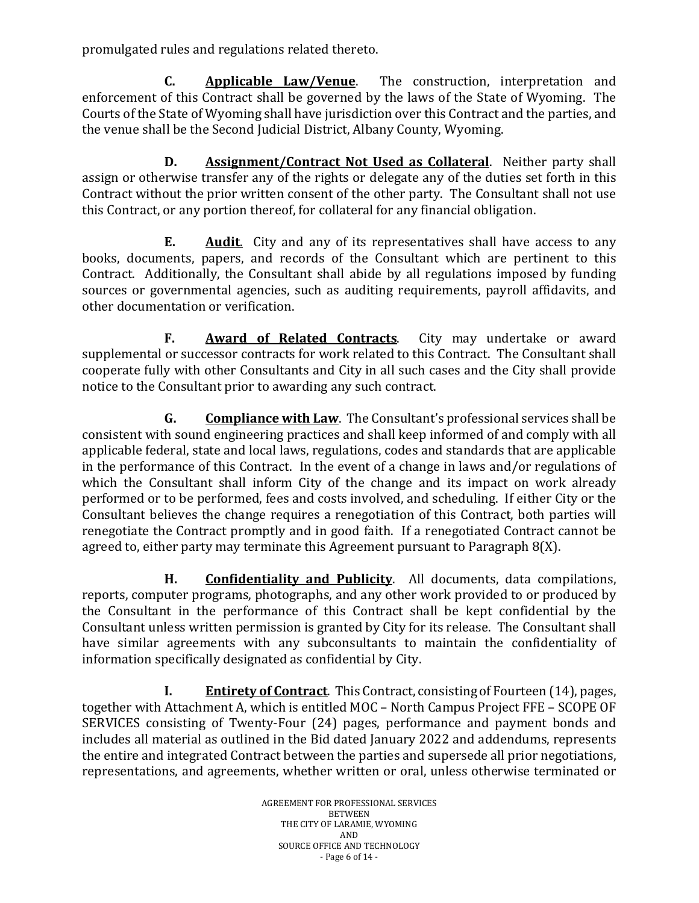promulgated rules and regulations related thereto.

**C. <u>Applicable Law/Venue</u>**. The construction, interpretation and enforcement of this Contract shall be governed by the laws of the State of Wyoming. The Courts of the State of Wyoming shall have jurisdiction over this Contract and the parties, and the venue shall be the Second Judicial District, Albany County, Wyoming.

**D. <u>Assignment/Contract Not Used as Collateral</u>**. Neither party shall assign or otherwise transfer any of the rights or delegate any of the duties set forth in this Contract without the prior written consent of the other party. The Consultant shall not use this Contract, or any portion thereof, for collateral for any financial obligation.

**E. <u>Audit</u>**. City and any of its representatives shall have access to any books, documents, papers, and records of the Consultant which are pertinent to this Contract. Additionally, the Consultant shall abide by all regulations imposed by funding sources or governmental agencies, such as auditing requirements, payroll affidavits, and other documentation or verification.

**F. <u>Award of Related Contracts</u>**. City may undertake or award supplemental or successor contracts for work related to this Contract. The Consultant shall cooperate fully with other Consultants and City in all such cases and the City shall provide notice to the Consultant prior to awarding any such contract.

**G. <u>Compliance with Law</u>**. The Consultant's professional services shall be consistent with sound engineering practices and shall keep informed of and comply with all applicable federal, state and local laws, regulations, codes and standards that are applicable in the performance of this Contract. In the event of a change in laws and/or regulations of which the Consultant shall inform City of the change and its impact on work already performed or to be performed, fees and costs involved, and scheduling. If either City or the Consultant believes the change requires a renegotiation of this Contract, both parties will renegotiate the Contract promptly and in good faith. If a renegotiated Contract cannot be agreed to, either party may terminate this Agreement pursuant to Paragraph 8(X).

**H. <u>Confidentiality and Publicity</u>**. All documents, data compilations, reports, computer programs, photographs, and any other work provided to or produced by the Consultant in the performance of this Contract shall be kept confidential by the Consultant unless written permission is granted by City for its release. The Consultant shall have similar agreements with any subconsultants to maintain the confidentiality of information specifically designated as confidential by City.

**I. <u>Entirety of Contract</u>**. This Contract, consisting of Fourteen (14), pages, together with Attachment A, which is entitled MOC – North Campus Project FFE – SCOPE OF SERVICES consisting of Twenty-Four (24) pages, performance and payment bonds and includes all material as outlined in the Bid dated January 2022 and addendums, represents the entire and integrated Contract between the parties and supersede all prior negotiations, representations, and agreements, whether written or oral, unless otherwise terminated or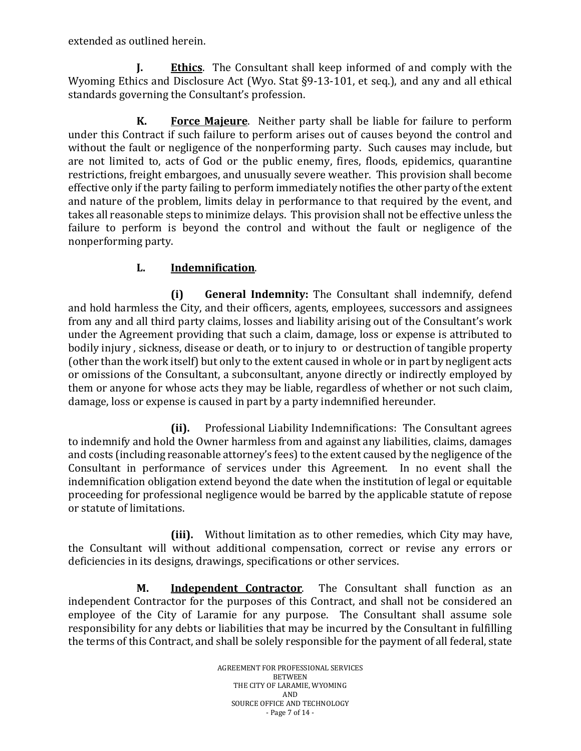extended as outlined herein.

**J.** **<u>Ethics</u>**. The Consultant shall keep informed of and comply with the Wyoming Ethics and Disclosure Act (Wyo. Stat §9-13-101, et seq.), and any and all ethical standards governing the Consultant's profession.

**K.** **<u>Force Majeure</u>**. Neither party shall be liable for failure to perform under this Contract if such failure to perform arises out of causes beyond the control and without the fault or negligence of the nonperforming party. Such causes may include, but are not limited to, acts of God or the public enemy, fires, floods, epidemics, quarantine restrictions, freight embargoes, and unusually severe weather. This provision shall become effective only if the party failing to perform immediately notifies the other party of the extent and nature of the problem, limits delay in performance to that required by the event, and takes all reasonable steps to minimize delays. This provision shall not be effective unless the failure to perform is beyond the control and without the fault or negligence of the nonperforming party.

**L.** **<u>Indemnification</u>**.

**(i)** **General Indemnity:** The Consultant shall indemnify, defend and hold harmless the City, and their officers, agents, employees, successors and assignees from any and all third party claims, losses and liability arising out of the Consultant's work under the Agreement providing that such a claim, damage, loss or expense is attributed to bodily injury , sickness, disease or death, or to injury to or destruction of tangible property (other than the work itself) but only to the extent caused in whole or in part by negligent acts or omissions of the Consultant, a subconsultant, anyone directly or indirectly employed by them or anyone for whose acts they may be liable, regardless of whether or not such claim, damage, loss or expense is caused in part by a party indemnified hereunder.

**(ii).** Professional Liability Indemnifications: The Consultant agrees to indemnify and hold the Owner harmless from and against any liabilities, claims, damages and costs (including reasonable attorney's fees) to the extent caused by the negligence of the Consultant in performance of services under this Agreement. In no event shall the indemnification obligation extend beyond the date when the institution of legal or equitable proceeding for professional negligence would be barred by the applicable statute of repose or statute of limitations.

**(iii).** Without limitation as to other remedies, which City may have, the Consultant will without additional compensation, correct or revise any errors or deficiencies in its designs, drawings, specifications or other services.

**M.** **<u>Independent Contractor</u>**. The Consultant shall function as an independent Contractor for the purposes of this Contract, and shall not be considered an employee of the City of Laramie for any purpose. The Consultant shall assume sole responsibility for any debts or liabilities that may be incurred by the Consultant in fulfilling the terms of this Contract, and shall be solely responsible for the payment of all federal, state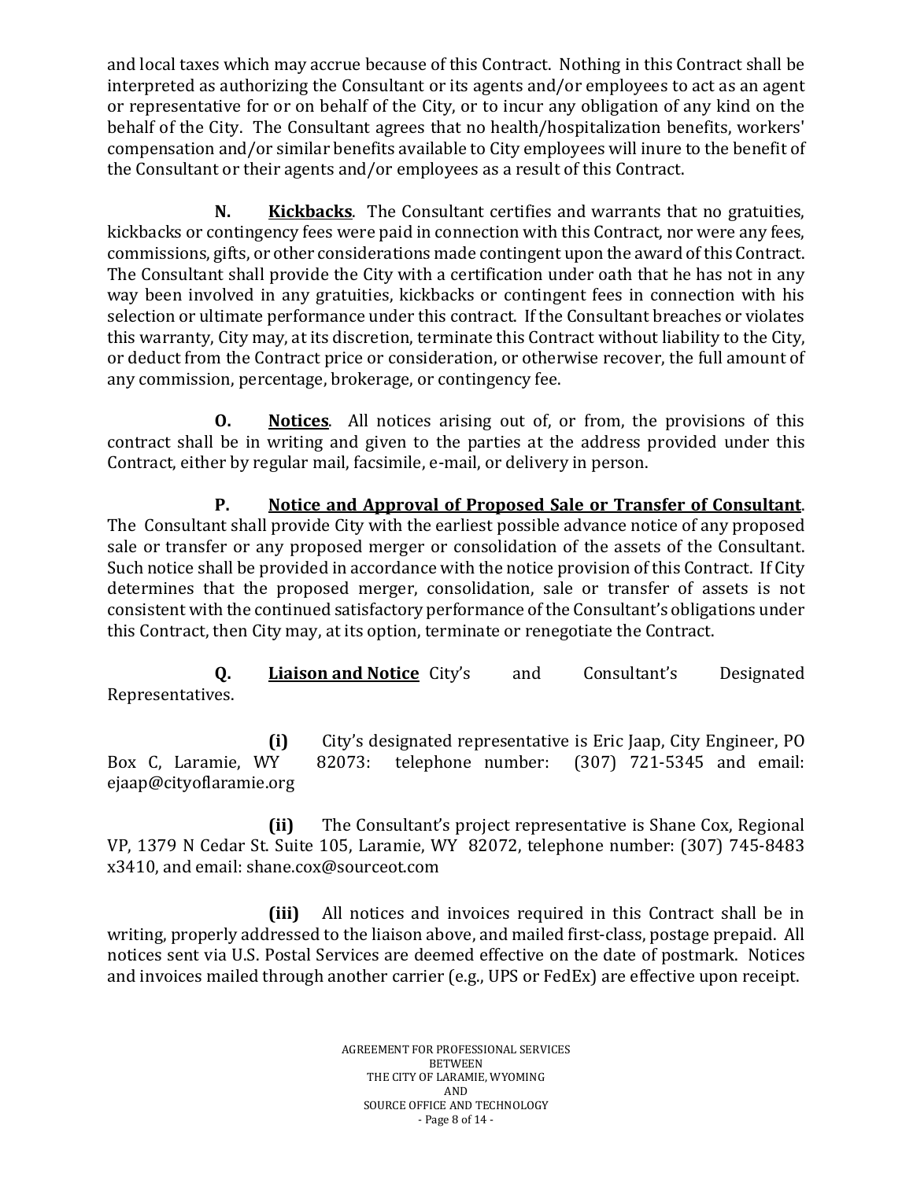and local taxes which may accrue because of this Contract. Nothing in this Contract shall be interpreted as authorizing the Consultant or its agents and/or employees to act as an agent or representative for or on behalf of the City, or to incur any obligation of any kind on the behalf of the City. The Consultant agrees that no health/hospitalization benefits, workers' compensation and/or similar benefits available to City employees will inure to the benefit of the Consultant or their agents and/or employees as a result of this Contract.

**N.** **Kickbacks**. The Consultant certifies and warrants that no gratuities, kickbacks or contingency fees were paid in connection with this Contract, nor were any fees, commissions, gifts, or other considerations made contingent upon the award of this Contract. The Consultant shall provide the City with a certification under oath that he has not in any way been involved in any gratuities, kickbacks or contingent fees in connection with his selection or ultimate performance under this contract. If the Consultant breaches or violates this warranty, City may, at its discretion, terminate this Contract without liability to the City, or deduct from the Contract price or consideration, or otherwise recover, the full amount of any commission, percentage, brokerage, or contingency fee.

**O.** **Notices**. All notices arising out of, or from, the provisions of this contract shall be in writing and given to the parties at the address provided under this Contract, either by regular mail, facsimile, e-mail, or delivery in person.

**P.** **Notice and Approval of Proposed Sale or Transfer of Consultant**. The Consultant shall provide City with the earliest possible advance notice of any proposed sale or transfer or any proposed merger or consolidation of the assets of the Consultant. Such notice shall be provided in accordance with the notice provision of this Contract. If City determines that the proposed merger, consolidation, sale or transfer of assets is not consistent with the continued satisfactory performance of the Consultant's obligations under this Contract, then City may, at its option, terminate or renegotiate the Contract.

**Q.** **Liaison and Notice** City's and Consultant's Designated Representatives.

**(i)** City's designated representative is Eric Jaap, City Engineer, PO Box C, Laramie, WY 82073: telephone number: (307) 721-5345 and email: ejaap@cityoflaramie.org

**(ii)** The Consultant's project representative is Shane Cox, Regional VP, 1379 N Cedar St. Suite 105, Laramie, WY 82072, telephone number: (307) 745-8483 x3410, and email: shane.cox@sourceot.com

**(iii)** All notices and invoices required in this Contract shall be in writing, properly addressed to the liaison above, and mailed first-class, postage prepaid. All notices sent via U.S. Postal Services are deemed effective on the date of postmark. Notices and invoices mailed through another carrier (e.g., UPS or FedEx) are effective upon receipt.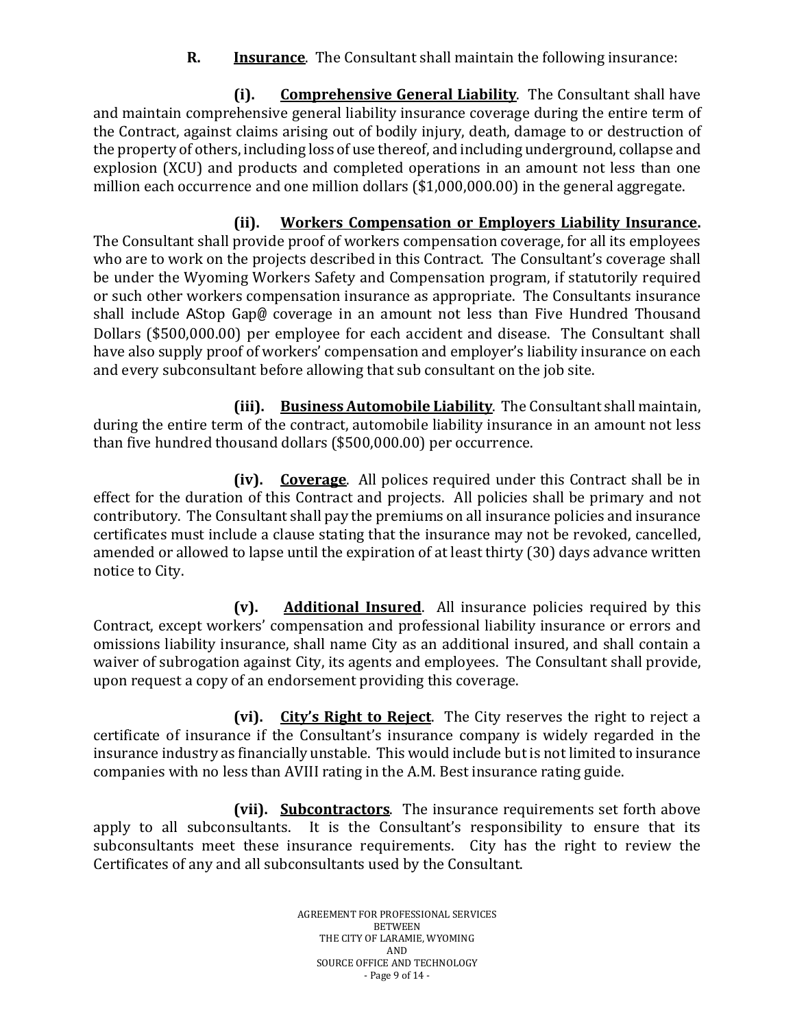**R. Insurance**. The Consultant shall maintain the following insurance:

**(i). Comprehensive General Liability**. The Consultant shall have and maintain comprehensive general liability insurance coverage during the entire term of the Contract, against claims arising out of bodily injury, death, damage to or destruction of the property of others, including loss of use thereof, and including underground, collapse and explosion (XCU) and products and completed operations in an amount not less than one million each occurrence and one million dollars ($1,000,000.00) in the general aggregate.

**(ii). Workers Compensation or Employers Liability Insurance.** The Consultant shall provide proof of workers compensation coverage, for all its employees who are to work on the projects described in this Contract. The Consultant's coverage shall be under the Wyoming Workers Safety and Compensation program, if statutorily required or such other workers compensation insurance as appropriate. The Consultants insurance shall include AStop Gap@ coverage in an amount not less than Five Hundred Thousand Dollars ($500,000.00) per employee for each accident and disease. The Consultant shall have also supply proof of workers' compensation and employer's liability insurance on each and every subconsultant before allowing that sub consultant on the job site.

**(iii). Business Automobile Liability**. The Consultant shall maintain, during the entire term of the contract, automobile liability insurance in an amount not less than five hundred thousand dollars ($500,000.00) per occurrence.

**(iv). Coverage**. All polices required under this Contract shall be in effect for the duration of this Contract and projects. All policies shall be primary and not contributory. The Consultant shall pay the premiums on all insurance policies and insurance certificates must include a clause stating that the insurance may not be revoked, cancelled, amended or allowed to lapse until the expiration of at least thirty (30) days advance written notice to City.

**(v). Additional Insured**. All insurance policies required by this Contract, except workers' compensation and professional liability insurance or errors and omissions liability insurance, shall name City as an additional insured, and shall contain a waiver of subrogation against City, its agents and employees. The Consultant shall provide, upon request a copy of an endorsement providing this coverage.

**(vi). City's Right to Reject**. The City reserves the right to reject a certificate of insurance if the Consultant's insurance company is widely regarded in the insurance industry as financially unstable. This would include but is not limited to insurance companies with no less than AVIII rating in the A.M. Best insurance rating guide.

**(vii). Subcontractors**. The insurance requirements set forth above apply to all subconsultants. It is the Consultant's responsibility to ensure that its subconsultants meet these insurance requirements. City has the right to review the Certificates of any and all subconsultants used by the Consultant.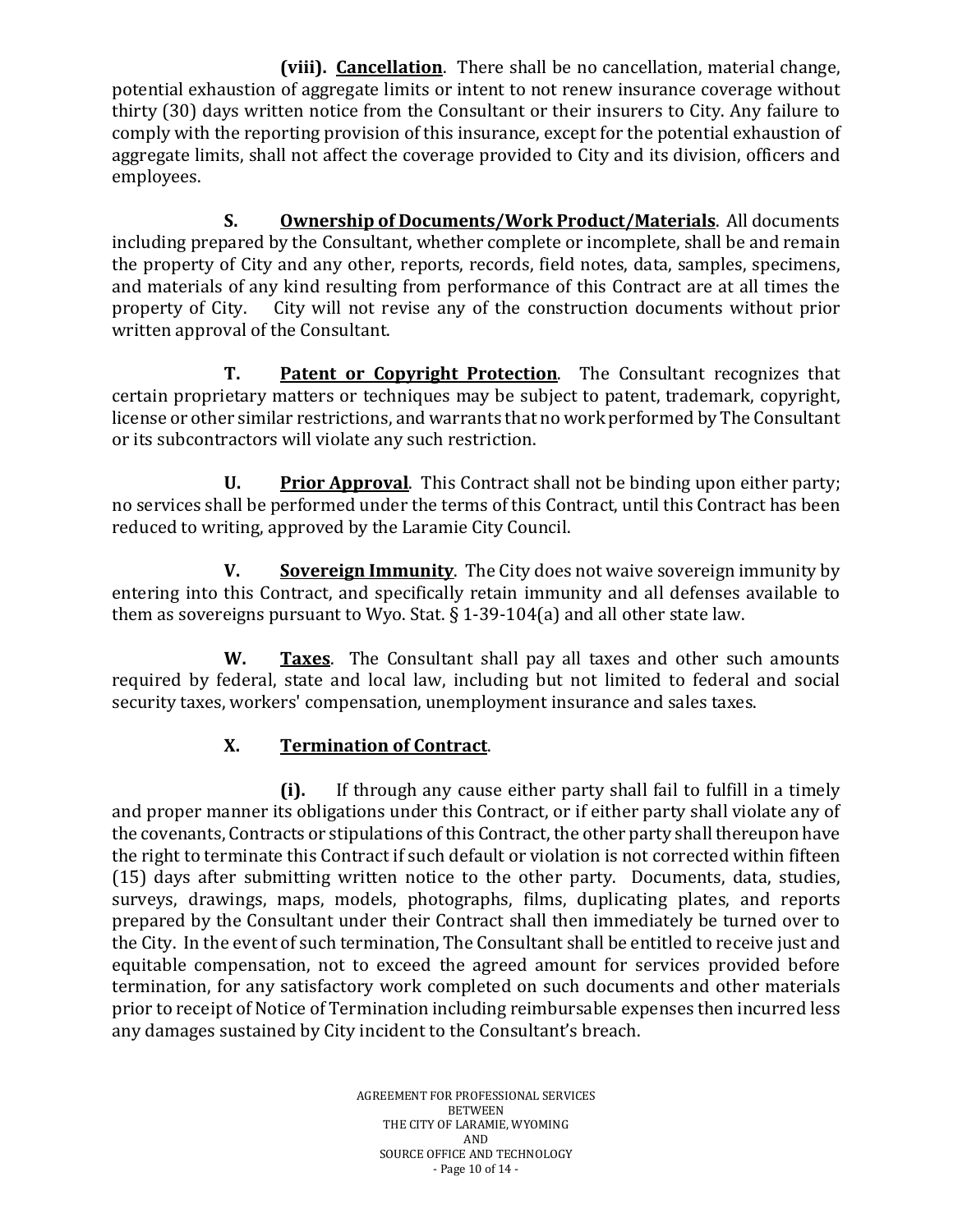**(viii). <u>Cancellation</u>**. There shall be no cancellation, material change, potential exhaustion of aggregate limits or intent to not renew insurance coverage without thirty (30) days written notice from the Consultant or their insurers to City. Any failure to comply with the reporting provision of this insurance, except for the potential exhaustion of aggregate limits, shall not affect the coverage provided to City and its division, officers and employees.

**S. <u>Ownership of Documents/Work Product/Materials</u>**. All documents including prepared by the Consultant, whether complete or incomplete, shall be and remain the property of City and any other, reports, records, field notes, data, samples, specimens, and materials of any kind resulting from performance of this Contract are at all times the property of City. City will not revise any of the construction documents without prior written approval of the Consultant.

**T. <u>Patent or Copyright Protection</u>**. The Consultant recognizes that certain proprietary matters or techniques may be subject to patent, trademark, copyright, license or other similar restrictions, and warrants that no work performed by The Consultant or its subcontractors will violate any such restriction.

**U. <u>Prior Approval</u>**. This Contract shall not be binding upon either party; no services shall be performed under the terms of this Contract, until this Contract has been reduced to writing, approved by the Laramie City Council.

**V. <u>Sovereign Immunity</u>**. The City does not waive sovereign immunity by entering into this Contract, and specifically retain immunity and all defenses available to them as sovereigns pursuant to Wyo. Stat. § 1-39-104(a) and all other state law.

**W. <u>Taxes</u>**. The Consultant shall pay all taxes and other such amounts required by federal, state and local law, including but not limited to federal and social security taxes, workers' compensation, unemployment insurance and sales taxes.

**X. <u>Termination of Contract</u>**.

**(i).** If through any cause either party shall fail to fulfill in a timely and proper manner its obligations under this Contract, or if either party shall violate any of the covenants, Contracts or stipulations of this Contract, the other party shall thereupon have the right to terminate this Contract if such default or violation is not corrected within fifteen (15) days after submitting written notice to the other party. Documents, data, studies, surveys, drawings, maps, models, photographs, films, duplicating plates, and reports prepared by the Consultant under their Contract shall then immediately be turned over to the City. In the event of such termination, The Consultant shall be entitled to receive just and equitable compensation, not to exceed the agreed amount for services provided before termination, for any satisfactory work completed on such documents and other materials prior to receipt of Notice of Termination including reimbursable expenses then incurred less any damages sustained by City incident to the Consultant's breach.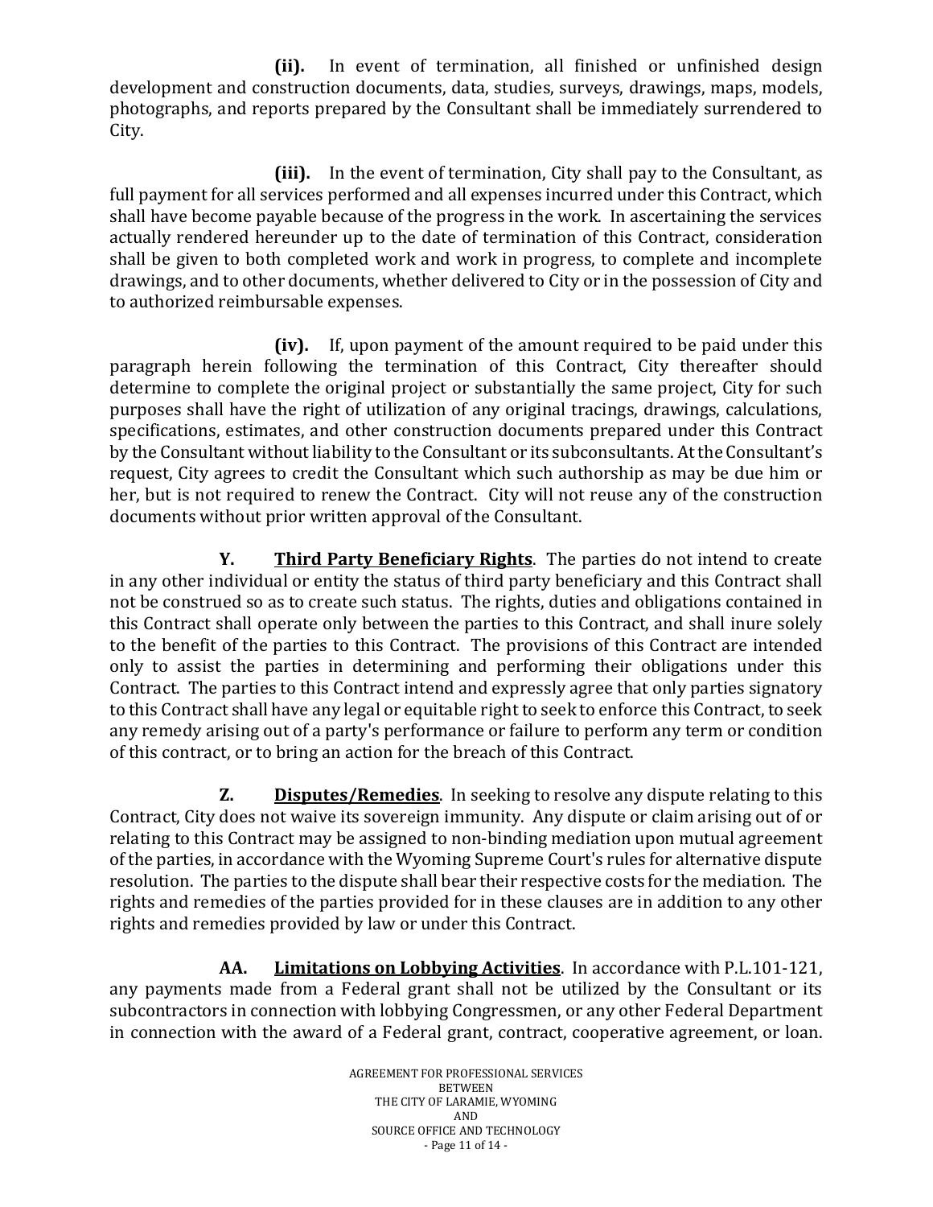**(ii).** In event of termination, all finished or unfinished design development and construction documents, data, studies, surveys, drawings, maps, models, photographs, and reports prepared by the Consultant shall be immediately surrendered to City.

**(iii).** In the event of termination, City shall pay to the Consultant, as full payment for all services performed and all expenses incurred under this Contract, which shall have become payable because of the progress in the work. In ascertaining the services actually rendered hereunder up to the date of termination of this Contract, consideration shall be given to both completed work and work in progress, to complete and incomplete drawings, and to other documents, whether delivered to City or in the possession of City and to authorized reimbursable expenses.

**(iv).** If, upon payment of the amount required to be paid under this paragraph herein following the termination of this Contract, City thereafter should determine to complete the original project or substantially the same project, City for such purposes shall have the right of utilization of any original tracings, drawings, calculations, specifications, estimates, and other construction documents prepared under this Contract by the Consultant without liability to the Consultant or its subconsultants. At the Consultant's request, City agrees to credit the Consultant which such authorship as may be due him or her, but is not required to renew the Contract. City will not reuse any of the construction documents without prior written approval of the Consultant.

**Y. <u>Third Party Beneficiary Rights</u>**. The parties do not intend to create in any other individual or entity the status of third party beneficiary and this Contract shall not be construed so as to create such status. The rights, duties and obligations contained in this Contract shall operate only between the parties to this Contract, and shall inure solely to the benefit of the parties to this Contract. The provisions of this Contract are intended only to assist the parties in determining and performing their obligations under this Contract. The parties to this Contract intend and expressly agree that only parties signatory to this Contract shall have any legal or equitable right to seek to enforce this Contract, to seek any remedy arising out of a party's performance or failure to perform any term or condition of this contract, or to bring an action for the breach of this Contract.

**Z. <u>Disputes/Remedies</u>**. In seeking to resolve any dispute relating to this Contract, City does not waive its sovereign immunity. Any dispute or claim arising out of or relating to this Contract may be assigned to non-binding mediation upon mutual agreement of the parties, in accordance with the Wyoming Supreme Court's rules for alternative dispute resolution. The parties to the dispute shall bear their respective costs for the mediation. The rights and remedies of the parties provided for in these clauses are in addition to any other rights and remedies provided by law or under this Contract.

**AA. <u>Limitations on Lobbying Activities</u>**. In accordance with P.L.101-121, any payments made from a Federal grant shall not be utilized by the Consultant or its subcontractors in connection with lobbying Congressmen, or any other Federal Department in connection with the award of a Federal grant, contract, cooperative agreement, or loan.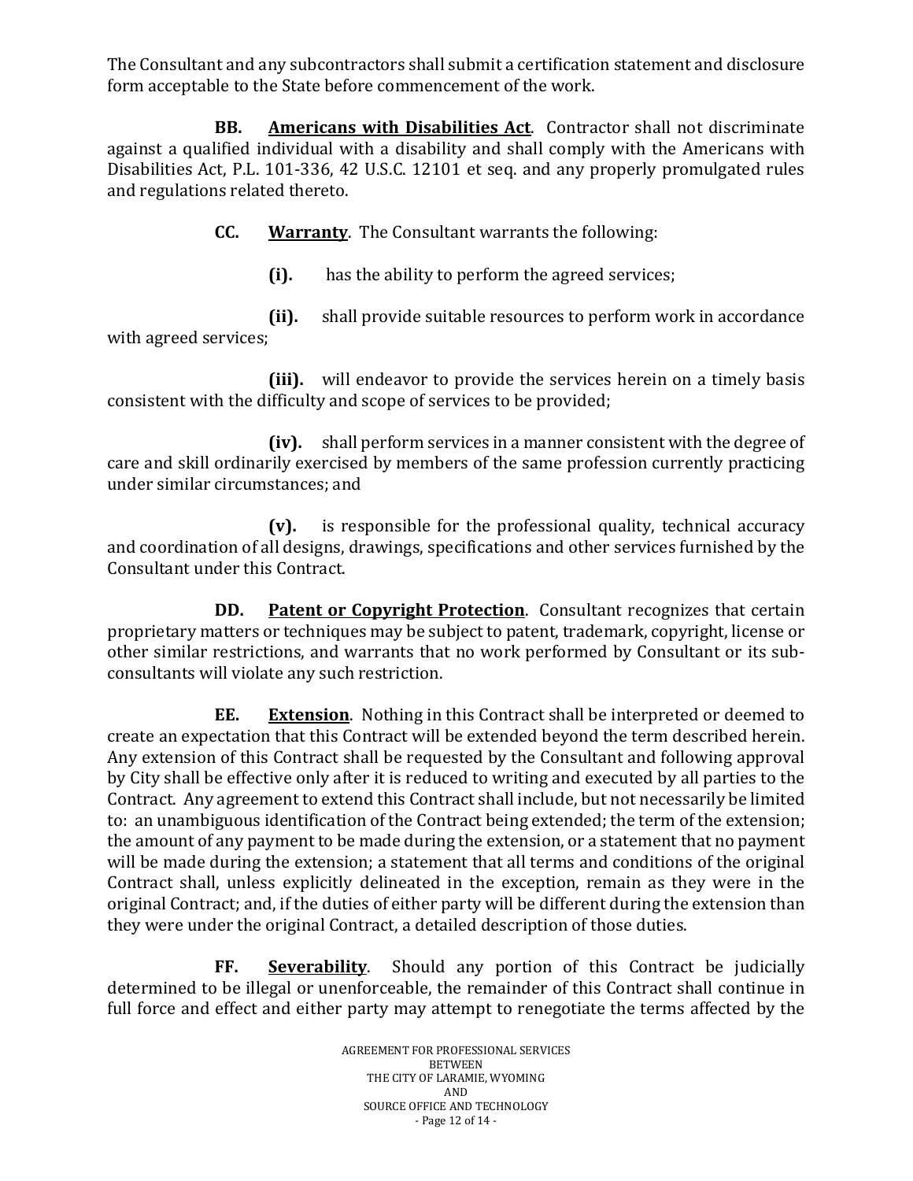The Consultant and any subcontractors shall submit a certification statement and disclosure form acceptable to the State before commencement of the work.

**BB. Americans with Disabilities Act**. Contractor shall not discriminate against a qualified individual with a disability and shall comply with the Americans with Disabilities Act, P.L. 101-336, 42 U.S.C. 12101 et seq. and any properly promulgated rules and regulations related thereto.

**CC. Warranty**. The Consultant warrants the following:

**(i).** has the ability to perform the agreed services;

**(ii).** shall provide suitable resources to perform work in accordance with agreed services;

**(iii).** will endeavor to provide the services herein on a timely basis consistent with the difficulty and scope of services to be provided;

**(iv).** shall perform services in a manner consistent with the degree of care and skill ordinarily exercised by members of the same profession currently practicing under similar circumstances; and

**(v).** is responsible for the professional quality, technical accuracy and coordination of all designs, drawings, specifications and other services furnished by the Consultant under this Contract.

**DD. Patent or Copyright Protection**. Consultant recognizes that certain proprietary matters or techniques may be subject to patent, trademark, copyright, license or other similar restrictions, and warrants that no work performed by Consultant or its sub-consultants will violate any such restriction.

**EE. Extension**. Nothing in this Contract shall be interpreted or deemed to create an expectation that this Contract will be extended beyond the term described herein. Any extension of this Contract shall be requested by the Consultant and following approval by City shall be effective only after it is reduced to writing and executed by all parties to the Contract. Any agreement to extend this Contract shall include, but not necessarily be limited to: an unambiguous identification of the Contract being extended; the term of the extension; the amount of any payment to be made during the extension, or a statement that no payment will be made during the extension; a statement that all terms and conditions of the original Contract shall, unless explicitly delineated in the exception, remain as they were in the original Contract; and, if the duties of either party will be different during the extension than they were under the original Contract, a detailed description of those duties.

**FF. Severability**. Should any portion of this Contract be judicially determined to be illegal or unenforceable, the remainder of this Contract shall continue in full force and effect and either party may attempt to renegotiate the terms affected by the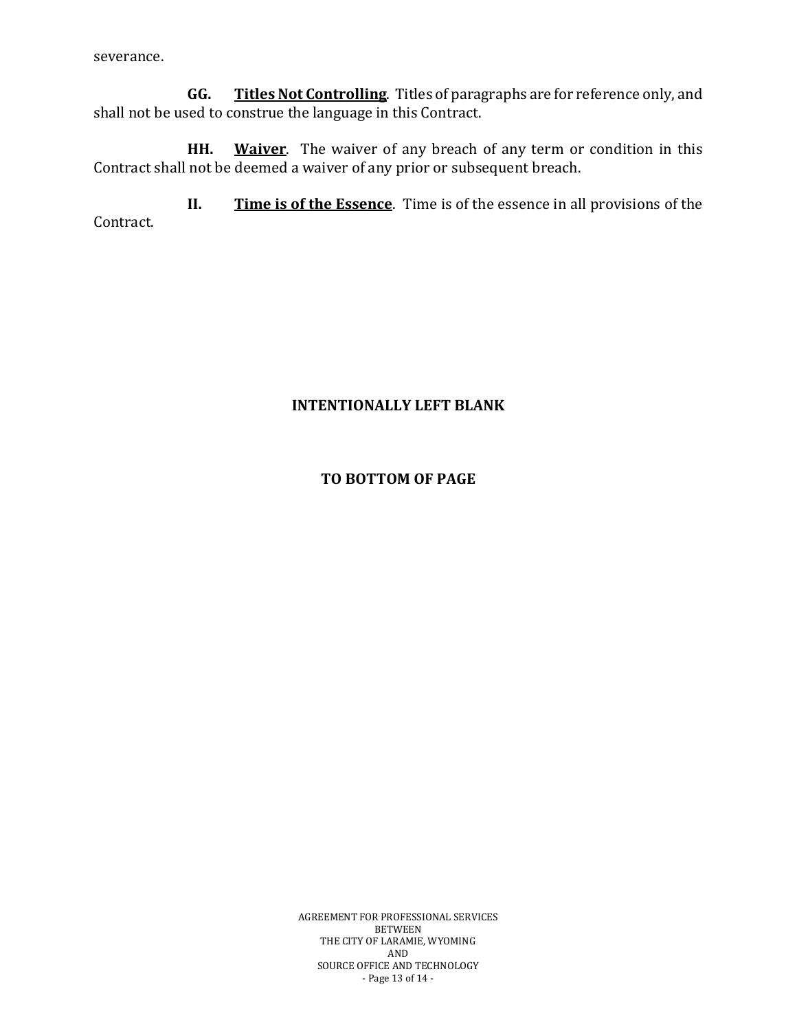severance.

**GG. Titles Not Controlling**. Titles of paragraphs are for reference only, and shall not be used to construe the language in this Contract.

**HH. Waiver**. The waiver of any breach of any term or condition in this Contract shall not be deemed a waiver of any prior or subsequent breach.

**II. Time is of the Essence**. Time is of the essence in all provisions of the Contract.

**INTENTIONALLY LEFT BLANK**

**TO BOTTOM OF PAGE**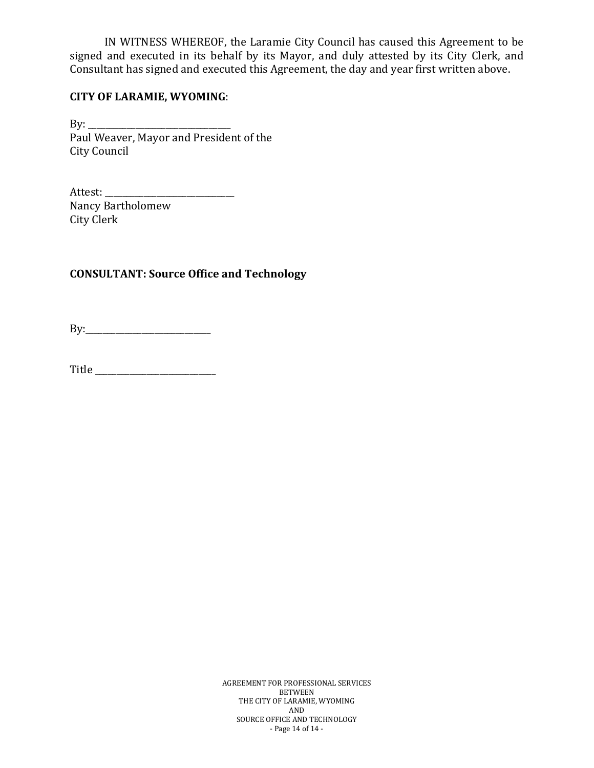IN WITNESS WHEREOF, the Laramie City Council has caused this Agreement to be signed and executed in its behalf by its Mayor, and duly attested by its City Clerk, and Consultant has signed and executed this Agreement, the day and year first written above.

**CITY OF LARAMIE, WYOMING**:

By: ______________________________
Paul Weaver, Mayor and President of the
City Council

Attest: ___________________________
Nancy Bartholomew
City Clerk

**CONSULTANT: Source Office and Technology**

By:___________________________

Title __________________________